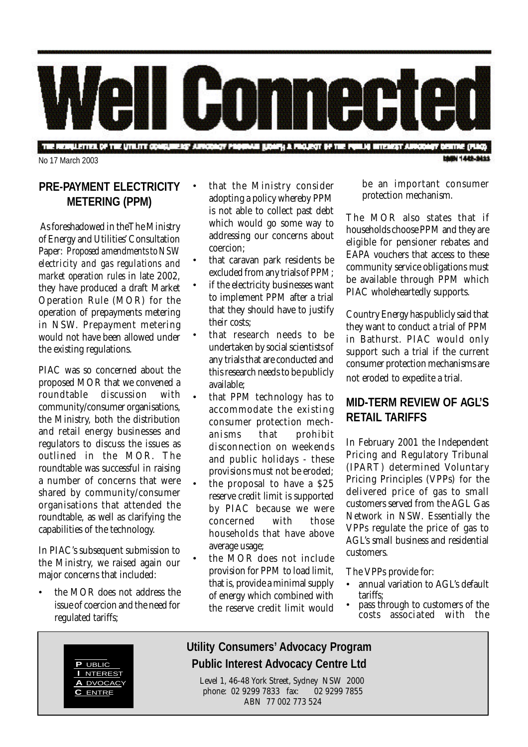# Well Connected

THE NEWSLETTER OF THE UTILITY CONSUMERS' ADVOCACY PROGRAM (UCAP) A PROJECT OF THE PUBLIC INTEREST ADVOCACY CENTRE (PIAC)

No 17 March 2003

ISSN 1442-3111

## PRE-PAYMENT ELECTRICITY METERING (PPM)

As foreshadowed in the The Ministry of Energy and Utilities' Consultation Paper: *Proposed amendments to NSW electricity and gas regulations and market operation rules* in late 2002, they have produced a draft Market Operation Rule (MOR) for the operation of prepayments metering in NSW. Prepayment metering would not have been allowed under the existing regulations.

PIAC was so concerned about the proposed MOR that we convened a roundtable discussion with community/consumer organisations, the Ministry, both the distribution and retail energy businesses and regulators to discuss the issues as outlined in the MOR. The roundtable was successful in raising a number of concerns that were shared by community/consumer organisations that attended the roundtable, as well as clarifying the capabilities of the technology.

In PIAC's subsequent submission to the Ministry, we raised again our major concerns that included:

- the MOR does not address the issue of coercion and the need for regulated tariffs;
- that the Ministry consider adopting a policy whereby PPM is not able to collect past debt which would go some way to addressing our concerns about coercion;
- that caravan park residents be excluded from any trials of PPM;
- if the electricity businesses want to implement PPM after a trial that they should have to justify their costs;
- that research needs to be undertaken by social scientists of any trials that are conducted and this research needs to be publicly available;
- that PPM technology has to accommodate the existing consumer protection mechanisms that prohibit disconnection on weekends and public holidays - these provisions must not be eroded;
- the proposal to have a $25 reserve credit limit is supported by PIAC because we were concerned with those households that have above average usage;
- the MOR does not include provision for PPM to load limit, that is, provide a minimal supply of energy which combined with the reserve credit limit would be an important consumer protection mechanism.

The MOR also states that if households choose PPM and they are eligible for pensioner rebates and EAPA vouchers that access to these community service obligations must be available through PPM which PIAC wholeheartedly supports.

Country Energy has publicly said that they want to conduct a trial of PPM in Bathurst. PIAC would only support such a trial if the current consumer protection mechanisms are not eroded to expedite a trial.

## MID-TERM REVIEW OF AGL'S RETAIL TARIFFS

In February 2001 the Independent Pricing and Regulatory Tribunal (IPART) determined Voluntary Pricing Principles (VPPs) for the delivered price of gas to small customers served from the AGL Gas Network in NSW. Essentially the VPPs regulate the price of gas to AGL's small business and residential customers.

The VPPs provide for:

- annual variation to AGL's default tariffs;
- pass through to customers of the costs associated with the

**Utility Consumers' Advocacy Program**
**Public Interest Advocacy Centre Ltd**

Level 1, 46-48 York Street, Sydney NSW 2000
phone: 02 9299 7833 fax: 02 9299 7855
ABN 77 002 773 524

PUBLIC INTEREST ADVOCACY CENTRE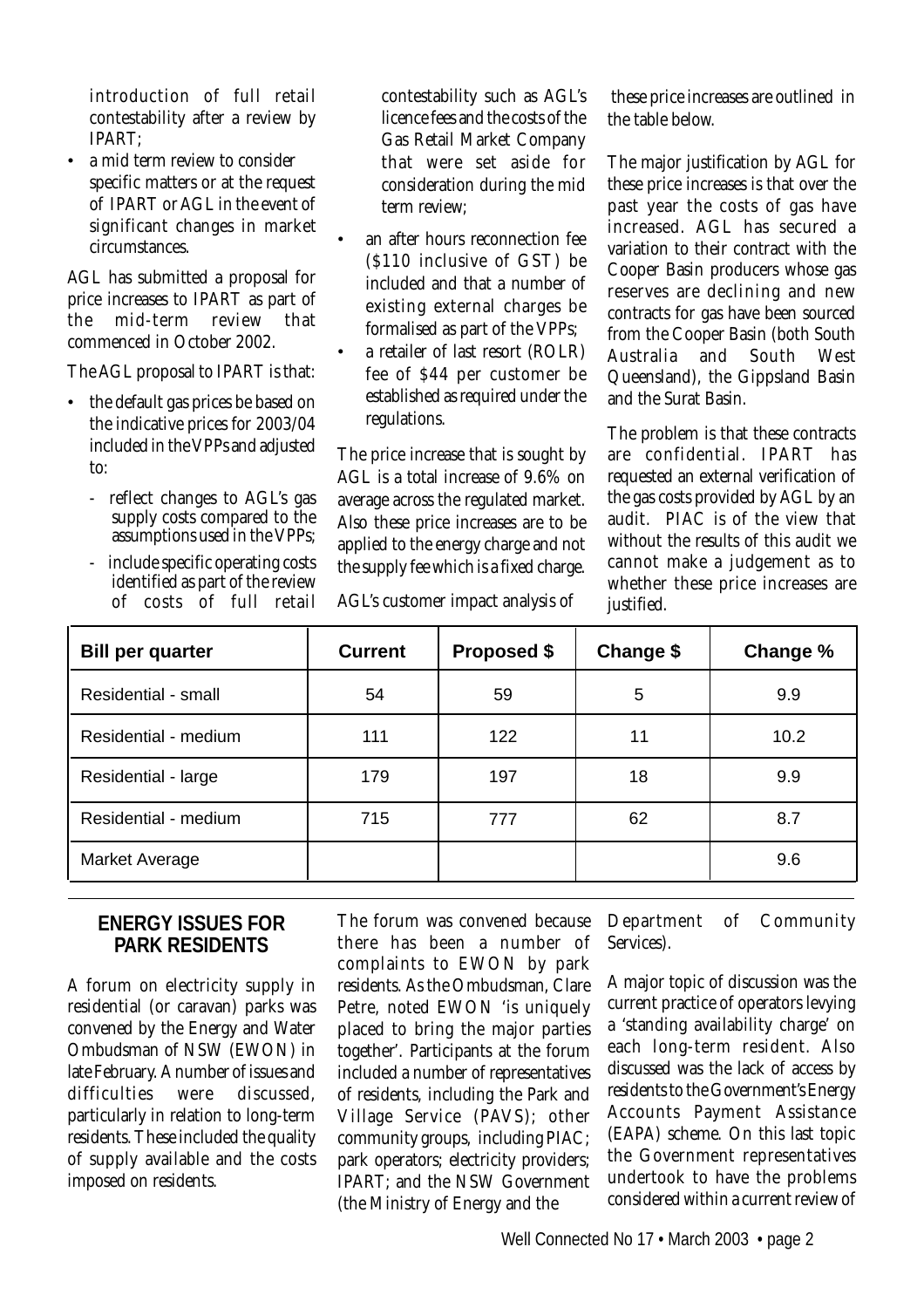introduction of full retail contestability after a review by IPART;

- a mid term review to consider specific matters or at the request of IPART or AGL in the event of significant changes in market circumstances.

AGL has submitted a proposal for price increases to IPART as part of the mid-term review that commenced in October 2002.

The AGL proposal to IPART is that:

- the default gas prices be based on the indicative prices for 2003/04 included in the VPPs and adjusted to:
  - reflect changes to AGL's gas supply costs compared to the assumptions used in the VPPs;
  - include specific operating costs identified as part of the review of costs of full retail contestability such as AGL's licence fees and the costs of the Gas Retail Market Company that were set aside for consideration during the mid term review;
- an after hours reconnection fee ($110 inclusive of GST) be included and that a number of existing external charges be formalised as part of the VPPs;
- a retailer of last resort (ROLR) fee of $44 per customer be established as required under the regulations.

The price increase that is sought by AGL is a total increase of 9.6% on average across the regulated market. Also these price increases are to be applied to the energy charge and not the supply fee which is a fixed charge.

AGL's customer impact analysis of these price increases are outlined in the table below.

The major justification by AGL for these price increases is that over the past year the costs of gas have increased. AGL has secured a variation to their contract with the Cooper Basin producers whose gas reserves are declining and new contracts for gas have been sourced from the Cooper Basin (both South Australia and South West Queensland), the Gippsland Basin and the Surat Basin.

The problem is that these contracts are confidential. IPART has requested an external verification of the gas costs provided by AGL by an audit. PIAC is of the view that without the results of this audit we cannot make a judgement as to whether these price increases are justified.

| Bill per quarter | Current | Proposed $ | Change $ | Change % |
|---|---|---|---|---|
| Residential - small | 54 | 59 | 5 | 9.9 |
| Residential - medium | 111 | 122 | 11 | 10.2 |
| Residential - large | 179 | 197 | 18 | 9.9 |
| Residential - medium | 715 | 777 | 62 | 8.7 |
| Market Average | | | | 9.6 |

## ENERGY ISSUES FOR PARK RESIDENTS

A forum on electricity supply in residential (or caravan) parks was convened by the Energy and Water Ombudsman of NSW (EWON) in late February. A number of issues and difficulties were discussed, particularly in relation to long-term residents. These included the quality of supply available and the costs imposed on residents.

The forum was convened because there has been a number of complaints to EWON by park residents. As the Ombudsman, Clare Petre, noted EWON 'is uniquely placed to bring the major parties together'. Participants at the forum included a number of representatives of residents, including the Park and Village Service (PAVS); other community groups, including PIAC; park operators; electricity providers; IPART; and the NSW Government (the Ministry of Energy and the Department of Community Services).

A major topic of discussion was the current practice of operators levying a 'standing availability charge' on each long-term resident. Also discussed was the lack of access by residents to the Government's Energy Accounts Payment Assistance (EAPA) scheme. On this last topic the Government representatives undertook to have the problems considered within a current review of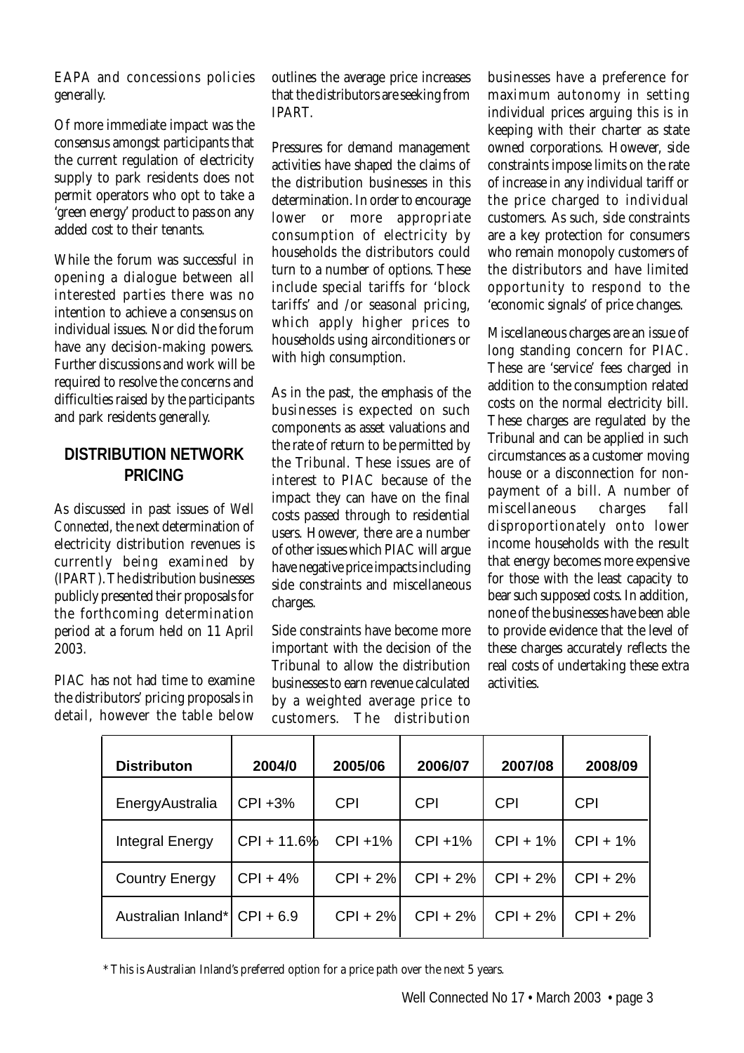EAPA and concessions policies generally.

Of more immediate impact was the consensus amongst participants that the current regulation of electricity supply to park residents does not permit operators who opt to take a 'green energy' product to pass on any added cost to their tenants.

While the forum was successful in opening a dialogue between all interested parties there was no intention to achieve a consensus on individual issues. Nor did the forum have any decision-making powers. Further discussions and work will be required to resolve the concerns and difficulties raised by the participants and park residents generally.

## DISTRIBUTION NETWORK PRICING

As discussed in past issues of *Well Connected*, the next determination of electricity distribution revenues is currently being examined by (IPART). The distribution businesses publicly presented their proposals for the forthcoming determination period at a forum held on 11 April 2003.

PIAC has not had time to examine the distributors' pricing proposals in detail, however the table below outlines the average price increases that the distributors are seeking from IPART.

Pressures for demand management activities have shaped the claims of the distribution businesses in this determination. In order to encourage lower or more appropriate consumption of electricity by households the distributors could turn to a number of options. These include special tariffs for 'block tariffs' and /or seasonal pricing, which apply higher prices to households using airconditioners or with high consumption.

As in the past, the emphasis of the businesses is expected on such components as asset valuations and the rate of return to be permitted by the Tribunal. These issues are of interest to PIAC because of the impact they can have on the final costs passed through to residential users. However, there are a number of other issues which PIAC will argue have negative price impacts including side constraints and miscellaneous charges.

Side constraints have become more important with the decision of the Tribunal to allow the distribution businesses to earn revenue calculated by a weighted average price to customers. The distribution businesses have a preference for maximum autonomy in setting individual prices arguing this is in keeping with their charter as state owned corporations. However, side constraints impose limits on the rate of increase in any individual tariff or the price charged to individual customers. As such, side constraints are a key protection for consumers who remain monopoly customers of the distributors and have limited opportunity to respond to the 'economic signals' of price changes.

Miscellaneous charges are an issue of long standing concern for PIAC. These are 'service' fees charged in addition to the consumption related costs on the normal electricity bill. These charges are regulated by the Tribunal and can be applied in such circumstances as a customer moving house or a disconnection for non-payment of a bill. A number of miscellaneous charges fall disproportionately onto lower income households with the result that energy becomes more expensive for those with the least capacity to bear such supposed costs. In addition, none of the businesses have been able to provide evidence that the level of these charges accurately reflects the real costs of undertaking these extra activities.

| Distributon | 2004/0 | 2005/06 | 2006/07 | 2007/08 | 2008/09 |
|---|---|---|---|---|---|
| EnergyAustralia | CPI +3% | CPI | CPI | CPI | CPI |
| Integral Energy | CPI + 11.6% | CPI +1% | CPI +1% | CPI + 1% | CPI + 1% |
| Country Energy | CPI + 4% | CPI + 2% | CPI + 2% | CPI + 2% | CPI + 2% |
| Australian Inland* | CPI + 6.9 | CPI + 2% | CPI + 2% | CPI + 2% | CPI + 2% |

\* This is Australian Inland's preferred option for a price path over the next 5 years.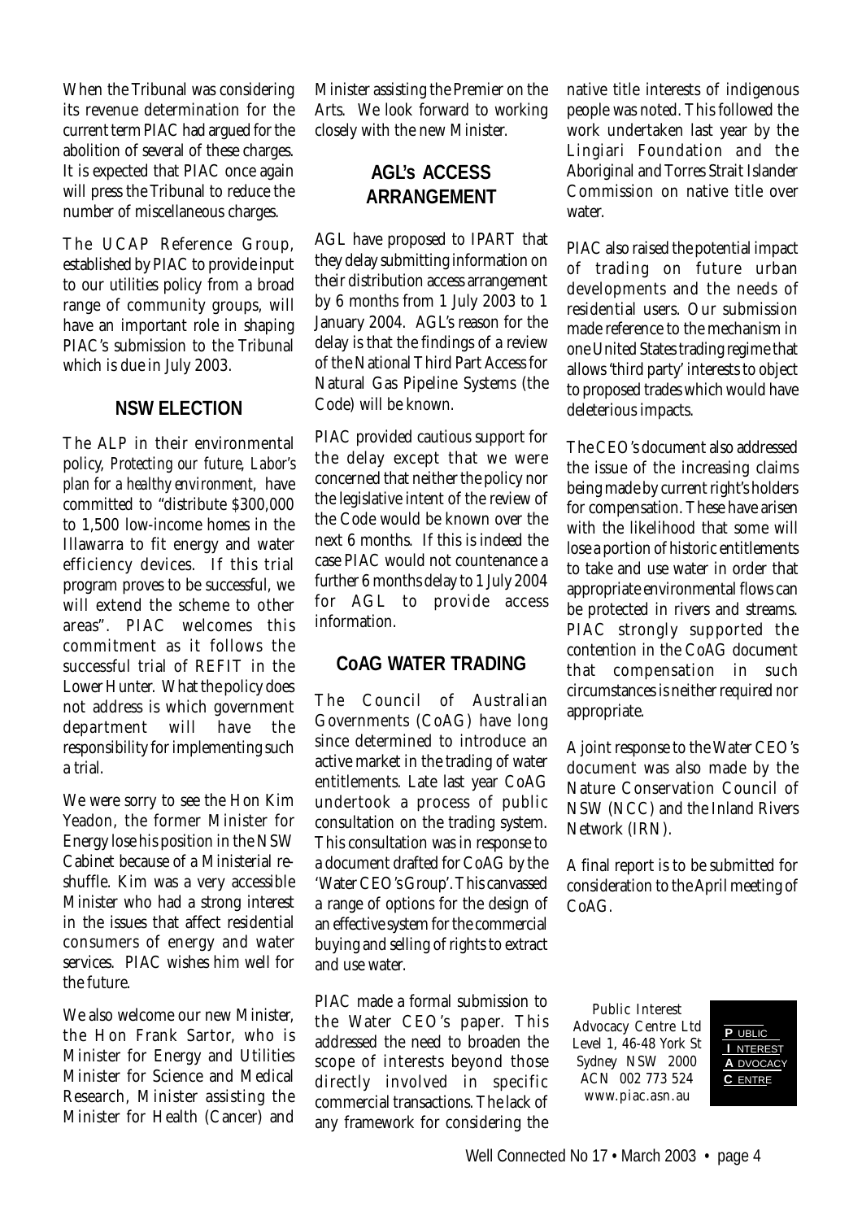When the Tribunal was considering its revenue determination for the current term PIAC had argued for the abolition of several of these charges. It is expected that PIAC once again will press the Tribunal to reduce the number of miscellaneous charges.

The UCAP Reference Group, established by PIAC to provide input to our utilities policy from a broad range of community groups, will have an important role in shaping PIAC's submission to the Tribunal which is due in July 2003.

## NSW ELECTION

The ALP in their environmental policy, *Protecting our future, Labor's plan for a healthy environment*, have committed to "distribute $300,000 to 1,500 low-income homes in the Illawarra to fit energy and water efficiency devices. If this trial program proves to be successful, we will extend the scheme to other areas". PIAC welcomes this commitment as it follows the successful trial of REFIT in the Lower Hunter. What the policy does not address is which government department will have the responsibility for implementing such a trial.

We were sorry to see the Hon Kim Yeadon, the former Minister for Energy lose his position in the NSW Cabinet because of a Ministerial re-shuffle. Kim was a very accessible Minister who had a strong interest in the issues that affect residential consumers of energy and water services. PIAC wishes him well for the future.

We also welcome our new Minister, the Hon Frank Sartor, who is Minister for Energy and Utilities Minister for Science and Medical Research, Minister assisting the Minister for Health (Cancer) and Minister assisting the Premier on the Arts. We look forward to working closely with the new Minister.

## AGL's ACCESS ARRANGEMENT

AGL have proposed to IPART that they delay submitting information on their distribution access arrangement by 6 months from 1 July 2003 to 1 January 2004. AGL's reason for the delay is that the findings of a review of the National Third Part Access for Natural Gas Pipeline Systems (the Code) will be known.

PIAC provided cautious support for the delay except that we were concerned that neither the policy nor the legislative intent of the review of the Code would be known over the next 6 months. If this is indeed the case PIAC would not countenance a further 6 months delay to 1 July 2004 for AGL to provide access information.

## CoAG WATER TRADING

The Council of Australian Governments (CoAG) have long since determined to introduce an active market in the trading of water entitlements. Late last year CoAG undertook a process of public consultation on the trading system. This consultation was in response to a document drafted for CoAG by the 'Water CEO's Group'. This canvassed a range of options for the design of an effective system for the commercial buying and selling of rights to extract and use water.

PIAC made a formal submission to the Water CEO's paper. This addressed the need to broaden the scope of interests beyond those directly involved in specific commercial transactions. The lack of any framework for considering the native title interests of indigenous people was noted. This followed the work undertaken last year by the Lingiari Foundation and the Aboriginal and Torres Strait Islander Commission on native title over water.

PIAC also raised the potential impact of trading on future urban developments and the needs of residential users. Our submission made reference to the mechanism in one United States trading regime that allows 'third party' interests to object to proposed trades which would have deleterious impacts.

The CEO's document also addressed the issue of the increasing claims being made by current right's holders for compensation. These have arisen with the likelihood that some will lose a portion of historic entitlements to take and use water in order that appropriate environmental flows can be protected in rivers and streams. PIAC strongly supported the contention in the CoAG document that compensation in such circumstances is neither required nor appropriate.

A joint response to the Water CEO's document was also made by the Nature Conservation Council of NSW (NCC) and the Inland Rivers Network (IRN).

A final report is to be submitted for consideration to the April meeting of CoAG.

Public Interest Advocacy Centre Ltd
Level 1, 46-48 York St
Sydney NSW 2000
ACN 002 773 524
www.piac.asn.au

PUBLIC INTEREST ADVOCACY CENTRE